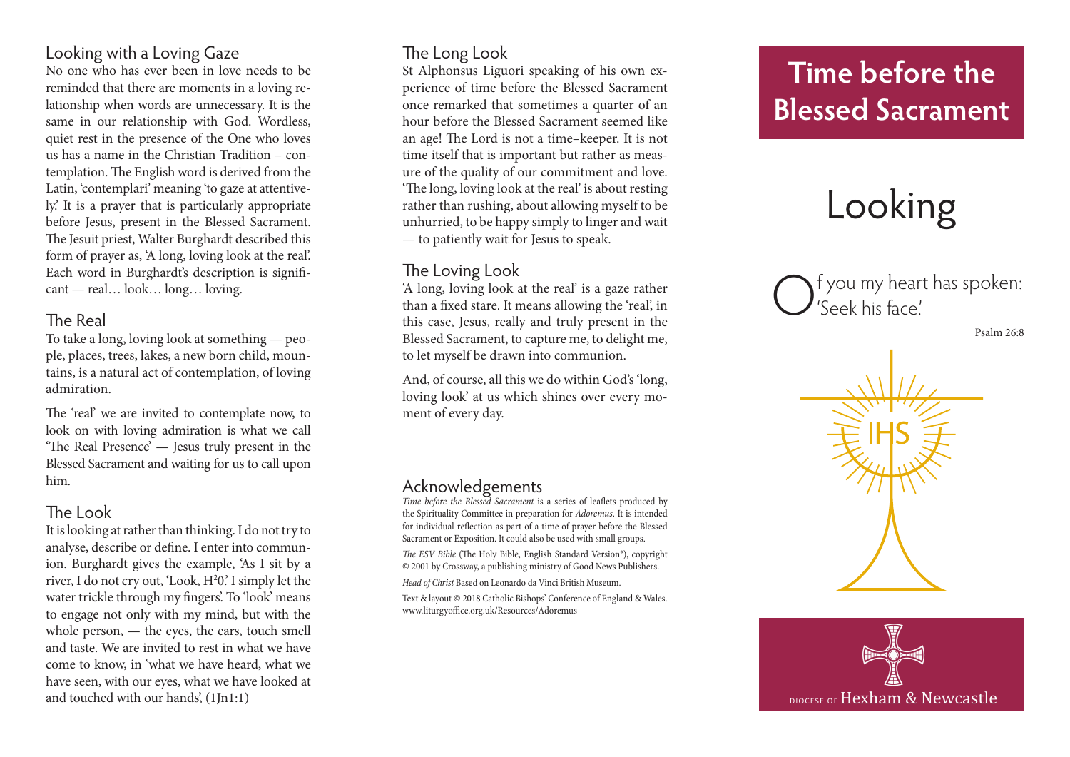## Looking with a Loving Gaze

No one who has ever been in love needs to be reminded that there are moments in a loving relationship when words are unnecessary. It is the same in our relationship with God. Wordless, quiet rest in the presence of the One who loves us has a name in the Christian Tradition – contemplation. The English word is derived from the Latin, 'contemplari' meaning 'to gaze at attentively.' It is a prayer that is particularly appropriate before Jesus, present in the Blessed Sacrament. The Jesuit priest, Walter Burghardt described this form of prayer as, 'A long, loving look at the real'. Each word in Burghardt's description is significant — real… look… long… loving.

## The Real

To take a long, loving look at something — people, places, trees, lakes, a new born child, mountains, is a natural act of contemplation, of loving admiration.

The 'real' we are invited to contemplate now, to look on with loving admiration is what we call 'The Real Presence' — Jesus truly present in the Blessed Sacrament and waiting for us to call upon him.

## The Look

It is looking at rather than thinking. I do not try to analyse, describe or define. I enter into communion. Burghardt gives the example, 'As I sit by a river, I do not cry out, 'Look, $H^2O$.' I simply let the water trickle through my fingers'. To 'look' means to engage not only with my mind, but with the whole person, — the eyes, the ears, touch smell and taste. We are invited to rest in what we have come to know, in 'what we have heard, what we have seen, with our eyes, what we have looked at and touched with our hands', (1Jn1:1)

## The Long Look

St Alphonsus Liguori speaking of his own experience of time before the Blessed Sacrament once remarked that sometimes a quarter of an hour before the Blessed Sacrament seemed like an age! The Lord is not a time–keeper. It is not time itself that is important but rather as measure of the quality of our commitment and love. 'The long, loving look at the real' is about resting rather than rushing, about allowing myself to be unhurried, to be happy simply to linger and wait — to patiently wait for Jesus to speak.

## The Loving Look

'A long, loving look at the real' is a gaze rather than a fixed stare. It means allowing the 'real', in this case, Jesus, really and truly present in the Blessed Sacrament, to capture me, to delight me, to let myself be drawn into communion.

And, of course, all this we do within God's 'long, loving look' at us which shines over every moment of every day.

## Acknowledgements

*Time before the Blessed Sacrament* is a series of leaflets produced by the Spirituality Committee in preparation for *Adoremus*. It is intended for individual reflection as part of a time of prayer before the Blessed Sacrament or Exposition. It could also be used with small groups.

*The ESV Bible* (The Holy Bible, English Standard Version®), copyright © 2001 by Crossway, a publishing ministry of Good News Publishers.

*Head of Christ* Based on Leonardo da Vinci British Museum.

Text & layout © 2018 Catholic Bishops' Conference of England & Wales. www.liturgyoffice.org.uk/Resources/Adoremus

# Time before the Blessed Sacrament

# Looking

Of you my heart has spoken: 'Seek his face.'

Psalm 26:8

IHS

DIOCESE OF Hexham & Newcastle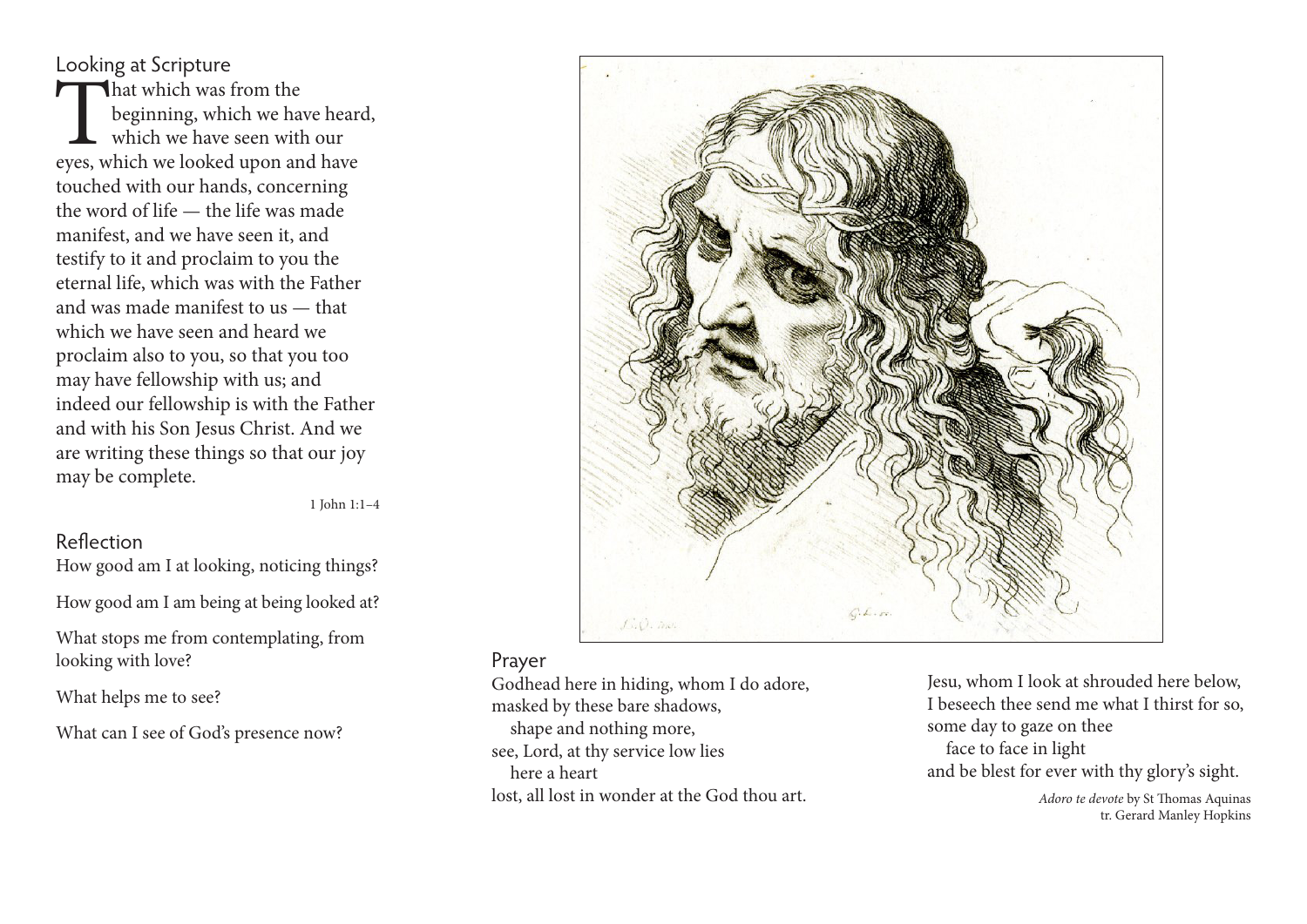## Looking at Scripture

That which was from the beginning, which we have heard, which we have seen with our eyes, which we looked upon and have touched with our hands, concerning the word of life — the life was made manifest, and we have seen it, and testify to it and proclaim to you the eternal life, which was with the Father and was made manifest to us — that which we have seen and heard we proclaim also to you, so that you too may have fellowship with us; and indeed our fellowship is with the Father and with his Son Jesus Christ. And we are writing these things so that our joy may be complete.

1 John 1:1–4

## Reflection

How good am I at looking, noticing things?

How good am I am being at being looked at?

What stops me from contemplating, from looking with love?

What helps me to see?

What can I see of God's presence now?

## Prayer

Godhead here in hiding, whom I do adore,
masked by these bare shadows,
shape and nothing more,
see, Lord, at thy service low lies
here a heart
lost, all lost in wonder at the God thou art.

Jesu, whom I look at shrouded here below,
I beseech thee send me what I thirst for so,
some day to gaze on thee
face to face in light
and be blest for ever with thy glory's sight.

*Adoro te devote* by St Thomas Aquinas
tr. Gerard Manley Hopkins